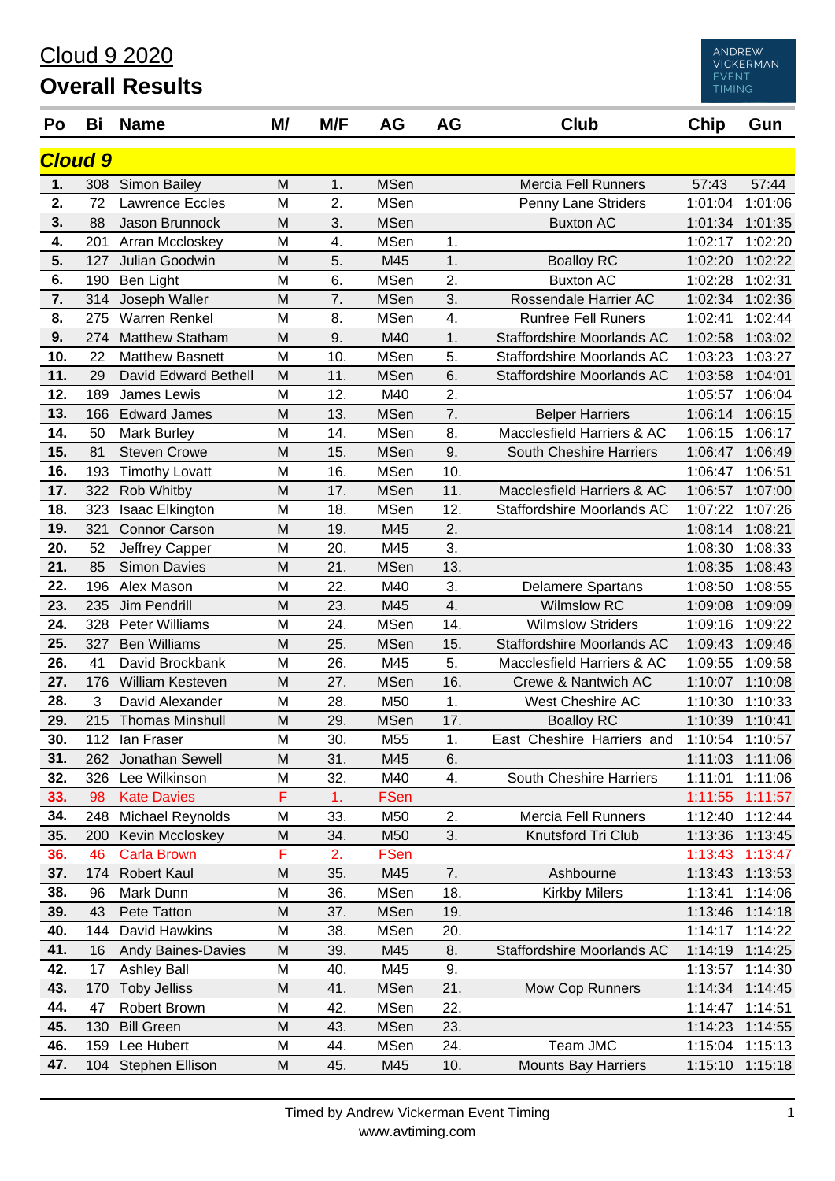# Cloud 9 2020

## Overall Results

| Po | Bi | Name | M/ | M/F | AG | AG | Club | Chip | Gun |
|---|---|---|---|---|---|---|---|---|---|
| ***Cloud 9*** | | | | | | | | | |
| **1.** | 308 | Simon Bailey | M | 1. | MSen | | Mercia Fell Runners | 57:43 | 57:44 |
| **2.** | 72 | Lawrence Eccles | M | 2. | MSen | | Penny Lane Striders | 1:01:04 | 1:01:06 |
| **3.** | 88 | Jason Brunnock | M | 3. | MSen | | Buxton AC | 1:01:34 | 1:01:35 |
| **4.** | 201 | Arran Mccloskey | M | 4. | MSen | 1. | | 1:02:17 | 1:02:20 |
| **5.** | 127 | Julian Goodwin | M | 5. | M45 | 1. | Boalloy RC | 1:02:20 | 1:02:22 |
| **6.** | 190 | Ben Light | M | 6. | MSen | 2. | Buxton AC | 1:02:28 | 1:02:31 |
| **7.** | 314 | Joseph Waller | M | 7. | MSen | 3. | Rossendale Harrier AC | 1:02:34 | 1:02:36 |
| **8.** | 275 | Warren Renkel | M | 8. | MSen | 4. | Runfree Fell Runers | 1:02:41 | 1:02:44 |
| **9.** | 274 | Matthew Statham | M | 9. | M40 | 1. | Staffordshire Moorlands AC | 1:02:58 | 1:03:02 |
| **10.** | 22 | Matthew Basnett | M | 10. | MSen | 5. | Staffordshire Moorlands AC | 1:03:23 | 1:03:27 |
| **11.** | 29 | David Edward Bethell | M | 11. | MSen | 6. | Staffordshire Moorlands AC | 1:03:58 | 1:04:01 |
| **12.** | 189 | James Lewis | M | 12. | M40 | 2. | | 1:05:57 | 1:06:04 |
| **13.** | 166 | Edward James | M | 13. | MSen | 7. | Belper Harriers | 1:06:14 | 1:06:15 |
| **14.** | 50 | Mark Burley | M | 14. | MSen | 8. | Macclesfield Harriers & AC | 1:06:15 | 1:06:17 |
| **15.** | 81 | Steven Crowe | M | 15. | MSen | 9. | South Cheshire Harriers | 1:06:47 | 1:06:49 |
| **16.** | 193 | Timothy Lovatt | M | 16. | MSen | 10. | | 1:06:47 | 1:06:51 |
| **17.** | 322 | Rob Whitby | M | 17. | MSen | 11. | Macclesfield Harriers & AC | 1:06:57 | 1:07:00 |
| **18.** | 323 | Isaac Elkington | M | 18. | MSen | 12. | Staffordshire Moorlands AC | 1:07:22 | 1:07:26 |
| **19.** | 321 | Connor Carson | M | 19. | M45 | 2. | | 1:08:14 | 1:08:21 |
| **20.** | 52 | Jeffrey Capper | M | 20. | M45 | 3. | | 1:08:30 | 1:08:33 |
| **21.** | 85 | Simon Davies | M | 21. | MSen | 13. | | 1:08:35 | 1:08:43 |
| **22.** | 196 | Alex Mason | M | 22. | M40 | 3. | Delamere Spartans | 1:08:50 | 1:08:55 |
| **23.** | 235 | Jim Pendrill | M | 23. | M45 | 4. | Wilmslow RC | 1:09:08 | 1:09:09 |
| **24.** | 328 | Peter Williams | M | 24. | MSen | 14. | Wilmslow Striders | 1:09:16 | 1:09:22 |
| **25.** | 327 | Ben Williams | M | 25. | MSen | 15. | Staffordshire Moorlands AC | 1:09:43 | 1:09:46 |
| **26.** | 41 | David Brockbank | M | 26. | M45 | 5. | Macclesfield Harriers & AC | 1:09:55 | 1:09:58 |
| **27.** | 176 | William Kesteven | M | 27. | MSen | 16. | Crewe & Nantwich AC | 1:10:07 | 1:10:08 |
| **28.** | 3 | David Alexander | M | 28. | M50 | 1. | West Cheshire AC | 1:10:30 | 1:10:33 |
| **29.** | 215 | Thomas Minshull | M | 29. | MSen | 17. | Boalloy RC | 1:10:39 | 1:10:41 |
| **30.** | 112 | Ian Fraser | M | 30. | M55 | 1. | East Cheshire Harriers and | 1:10:54 | 1:10:57 |
| **31.** | 262 | Jonathan Sewell | M | 31. | M45 | 6. | | 1:11:03 | 1:11:06 |
| **32.** | 326 | Lee Wilkinson | M | 32. | M40 | 4. | South Cheshire Harriers | 1:11:01 | 1:11:06 |
| **33.** | 98 | Kate Davies | F | 1. | FSen | | | 1:11:55 | 1:11:57 |
| **34.** | 248 | Michael Reynolds | M | 33. | M50 | 2. | Mercia Fell Runners | 1:12:40 | 1:12:44 |
| **35.** | 200 | Kevin Mccloskey | M | 34. | M50 | 3. | Knutsford Tri Club | 1:13:36 | 1:13:45 |
| **36.** | 46 | Carla Brown | F | 2. | FSen | | | 1:13:43 | 1:13:47 |
| **37.** | 174 | Robert Kaul | M | 35. | M45 | 7. | Ashbourne | 1:13:43 | 1:13:53 |
| **38.** | 96 | Mark Dunn | M | 36. | MSen | 18. | Kirkby Milers | 1:13:41 | 1:14:06 |
| **39.** | 43 | Pete Tatton | M | 37. | MSen | 19. | | 1:13:46 | 1:14:18 |
| **40.** | 144 | David Hawkins | M | 38. | MSen | 20. | | 1:14:17 | 1:14:22 |
| **41.** | 16 | Andy Baines-Davies | M | 39. | M45 | 8. | Staffordshire Moorlands AC | 1:14:19 | 1:14:25 |
| **42.** | 17 | Ashley Ball | M | 40. | M45 | 9. | | 1:13:57 | 1:14:30 |
| **43.** | 170 | Toby Jelliss | M | 41. | MSen | 21. | Mow Cop Runners | 1:14:34 | 1:14:45 |
| **44.** | 47 | Robert Brown | M | 42. | MSen | 22. | | 1:14:47 | 1:14:51 |
| **45.** | 130 | Bill Green | M | 43. | MSen | 23. | | 1:14:23 | 1:14:55 |
| **46.** | 159 | Lee Hubert | M | 44. | MSen | 24. | Team JMC | 1:15:04 | 1:15:13 |
| **47.** | 104 | Stephen Ellison | M | 45. | M45 | 10. | Mounts Bay Harriers | 1:15:10 | 1:15:18 |

Timed by Andrew Vickerman Event Timing
www.avtiming.com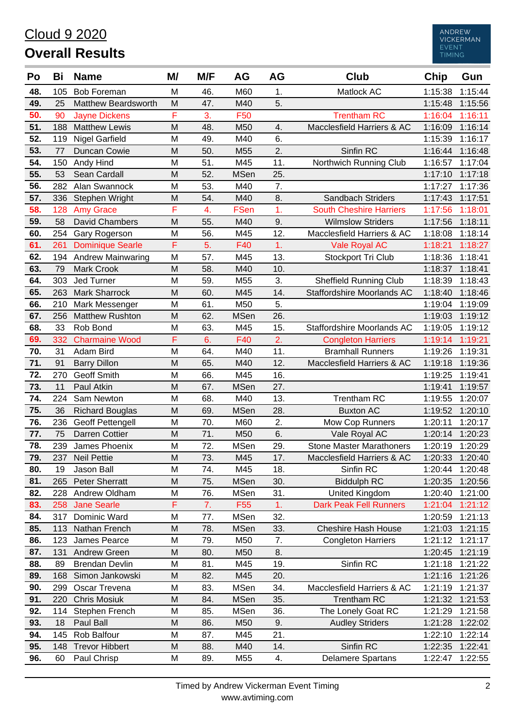# Cloud 9 2020

## Overall Results

| Po | Bi | Name | M/ | M/F | AG | AG | Club | Chip | Gun |
|---|---|---|---|---|---|---|---|---|---|
| 48. | 105 | Bob Foreman | M | 46. | M60 | 1. | Matlock AC | 1:15:38 | 1:15:44 |
| 49. | 25 | Matthew Beardsworth | M | 47. | M40 | 5. | | 1:15:48 | 1:15:56 |
| 50. | 90 | Jayne Dickens | F | 3. | F50 | | Trentham RC | 1:16:04 | 1:16:11 |
| 51. | 188 | Matthew Lewis | M | 48. | M50 | 4. | Macclesfield Harriers & AC | 1:16:09 | 1:16:14 |
| 52. | 119 | Nigel Garfield | M | 49. | M40 | 6. | | 1:15:39 | 1:16:17 |
| 53. | 77 | Duncan Cowie | M | 50. | M55 | 2. | Sinfin RC | 1:16:44 | 1:16:48 |
| 54. | 150 | Andy Hind | M | 51. | M45 | 11. | Northwich Running Club | 1:16:57 | 1:17:04 |
| 55. | 53 | Sean Cardall | M | 52. | MSen | 25. | | 1:17:10 | 1:17:18 |
| 56. | 282 | Alan Swannock | M | 53. | M40 | 7. | | 1:17:27 | 1:17:36 |
| 57. | 336 | Stephen Wright | M | 54. | M40 | 8. | Sandbach Striders | 1:17:43 | 1:17:51 |
| 58. | 128 | Amy Grace | F | 4. | FSen | 1. | South Cheshire Harriers | 1:17:56 | 1:18:01 |
| 59. | 58 | David Chambers | M | 55. | M40 | 9. | Wilmslow Striders | 1:17:56 | 1:18:11 |
| 60. | 254 | Gary Rogerson | M | 56. | M45 | 12. | Macclesfield Harriers & AC | 1:18:08 | 1:18:14 |
| 61. | 261 | Dominique Searle | F | 5. | F40 | 1. | Vale Royal AC | 1:18:21 | 1:18:27 |
| 62. | 194 | Andrew Mainwaring | M | 57. | M45 | 13. | Stockport Tri Club | 1:18:36 | 1:18:41 |
| 63. | 79 | Mark Crook | M | 58. | M40 | 10. | | 1:18:37 | 1:18:41 |
| 64. | 303 | Jed Turner | M | 59. | M55 | 3. | Sheffield Running Club | 1:18:39 | 1:18:43 |
| 65. | 263 | Mark Sharrock | M | 60. | M45 | 14. | Staffordshire Moorlands AC | 1:18:40 | 1:18:46 |
| 66. | 210 | Mark Messenger | M | 61. | M50 | 5. | | 1:19:04 | 1:19:09 |
| 67. | 256 | Matthew Rushton | M | 62. | MSen | 26. | | 1:19:03 | 1:19:12 |
| 68. | 33 | Rob Bond | M | 63. | M45 | 15. | Staffordshire Moorlands AC | 1:19:05 | 1:19:12 |
| 69. | 332 | Charmaine Wood | F | 6. | F40 | 2. | Congleton Harriers | 1:19:14 | 1:19:21 |
| 70. | 31 | Adam Bird | M | 64. | M40 | 11. | Bramhall Runners | 1:19:26 | 1:19:31 |
| 71. | 91 | Barry Dillon | M | 65. | M40 | 12. | Macclesfield Harriers & AC | 1:19:18 | 1:19:36 |
| 72. | 270 | Geoff Smith | M | 66. | M45 | 16. | | 1:19:25 | 1:19:41 |
| 73. | 11 | Paul Atkin | M | 67. | MSen | 27. | | 1:19:41 | 1:19:57 |
| 74. | 224 | Sam Newton | M | 68. | M40 | 13. | Trentham RC | 1:19:55 | 1:20:07 |
| 75. | 36 | Richard Bouglas | M | 69. | MSen | 28. | Buxton AC | 1:19:52 | 1:20:10 |
| 76. | 236 | Geoff Pettengell | M | 70. | M60 | 2. | Mow Cop Runners | 1:20:11 | 1:20:17 |
| 77. | 75 | Darren Cottier | M | 71. | M50 | 6. | Vale Royal AC | 1:20:14 | 1:20:23 |
| 78. | 239 | James Phoenix | M | 72. | MSen | 29. | Stone Master Marathoners | 1:20:19 | 1:20:29 |
| 79. | 237 | Neil Pettie | M | 73. | M45 | 17. | Macclesfield Harriers & AC | 1:20:33 | 1:20:40 |
| 80. | 19 | Jason Ball | M | 74. | M45 | 18. | Sinfin RC | 1:20:44 | 1:20:48 |
| 81. | 265 | Peter Sherratt | M | 75. | MSen | 30. | Biddulph RC | 1:20:35 | 1:20:56 |
| 82. | 228 | Andrew Oldham | M | 76. | MSen | 31. | United Kingdom | 1:20:40 | 1:21:00 |
| 83. | 258 | Jane Searle | F | 7. | F55 | 1. | Dark Peak Fell Runners | 1:21:04 | 1:21:12 |
| 84. | 317 | Dominic Ward | M | 77. | MSen | 32. | | 1:20:59 | 1:21:13 |
| 85. | 113 | Nathan French | M | 78. | MSen | 33. | Cheshire Hash House | 1:21:03 | 1:21:15 |
| 86. | 123 | James Pearce | M | 79. | M50 | 7. | Congleton Harriers | 1:21:12 | 1:21:17 |
| 87. | 131 | Andrew Green | M | 80. | M50 | 8. | | 1:20:45 | 1:21:19 |
| 88. | 89 | Brendan Devlin | M | 81. | M45 | 19. | Sinfin RC | 1:21:18 | 1:21:22 |
| 89. | 168 | Simon Jankowski | M | 82. | M45 | 20. | | 1:21:16 | 1:21:26 |
| 90. | 299 | Oscar Trevena | M | 83. | MSen | 34. | Macclesfield Harriers & AC | 1:21:19 | 1:21:37 |
| 91. | 220 | Chris Mosiuk | M | 84. | MSen | 35. | Trentham RC | 1:21:32 | 1:21:53 |
| 92. | 114 | Stephen French | M | 85. | MSen | 36. | The Lonely Goat RC | 1:21:29 | 1:21:58 |
| 93. | 18 | Paul Ball | M | 86. | M50 | 9. | Audley Striders | 1:21:28 | 1:22:02 |
| 94. | 145 | Rob Balfour | M | 87. | M45 | 21. | | 1:22:10 | 1:22:14 |
| 95. | 148 | Trevor Hibbert | M | 88. | M40 | 14. | Sinfin RC | 1:22:35 | 1:22:41 |
| 96. | 60 | Paul Chrisp | M | 89. | M55 | 4. | Delamere Spartans | 1:22:47 | 1:22:55 |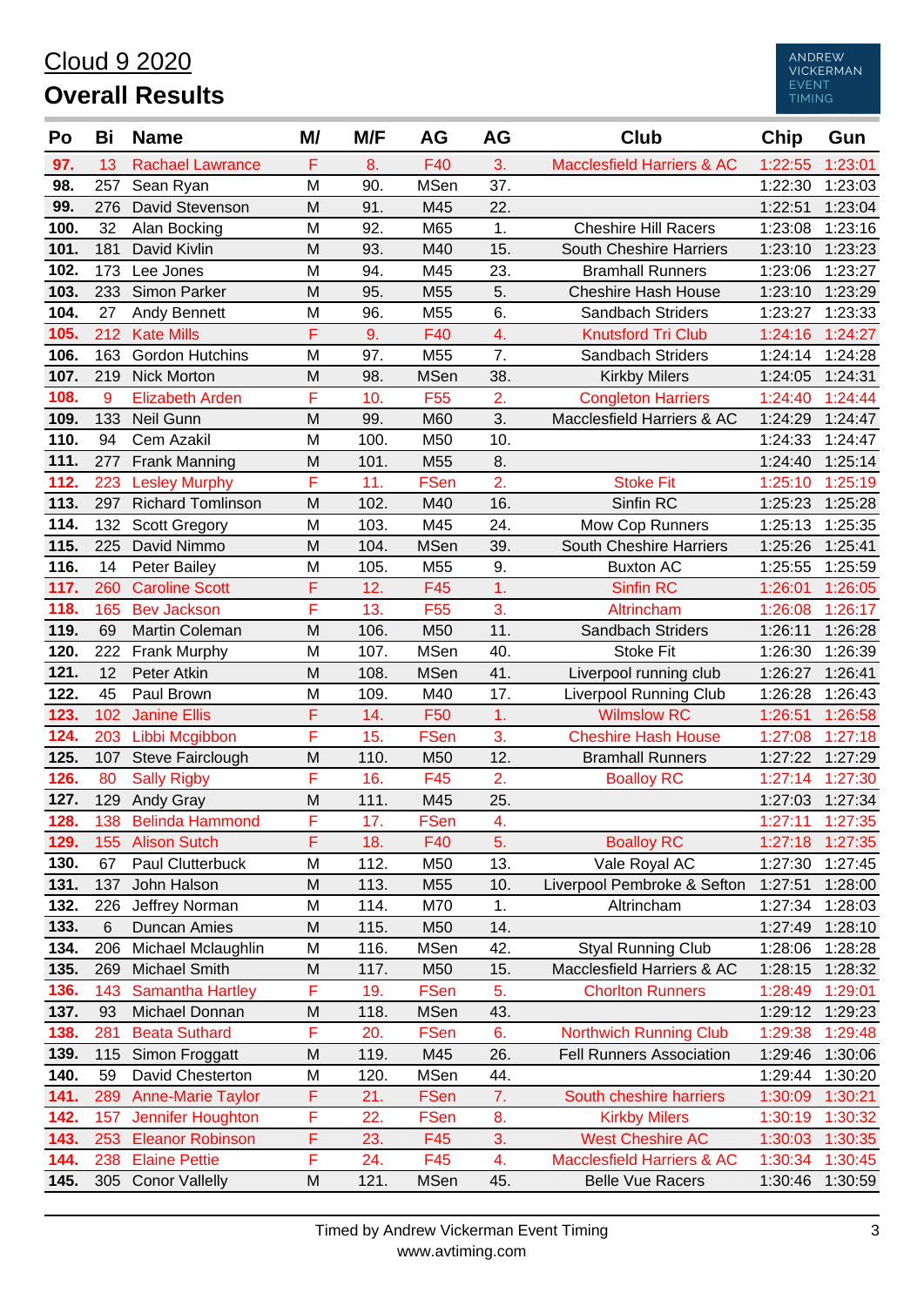# Cloud 9 2020

## Overall Results

ANDREW VICKERMAN EVENT TIMING

| Po | Bi | Name | M/ | M/F | AG | AG | Club | Chip | Gun |
|---|---|---|---|---|---|---|---|---|---|
| 97. | 13 | Rachael Lawrance | F | 8. | F40 | 3. | Macclesfield Harriers & AC | 1:22:55 | 1:23:01 |
| 98. | 257 | Sean Ryan | M | 90. | MSen | 37. | | 1:22:30 | 1:23:03 |
| 99. | 276 | David Stevenson | M | 91. | M45 | 22. | | 1:22:51 | 1:23:04 |
| 100. | 32 | Alan Bocking | M | 92. | M65 | 1. | Cheshire Hill Racers | 1:23:08 | 1:23:16 |
| 101. | 181 | David Kivlin | M | 93. | M40 | 15. | South Cheshire Harriers | 1:23:10 | 1:23:23 |
| 102. | 173 | Lee Jones | M | 94. | M45 | 23. | Bramhall Runners | 1:23:06 | 1:23:27 |
| 103. | 233 | Simon Parker | M | 95. | M55 | 5. | Cheshire Hash House | 1:23:10 | 1:23:29 |
| 104. | 27 | Andy Bennett | M | 96. | M55 | 6. | Sandbach Striders | 1:23:27 | 1:23:33 |
| 105. | 212 | Kate Mills | F | 9. | F40 | 4. | Knutsford Tri Club | 1:24:16 | 1:24:27 |
| 106. | 163 | Gordon Hutchins | M | 97. | M55 | 7. | Sandbach Striders | 1:24:14 | 1:24:28 |
| 107. | 219 | Nick Morton | M | 98. | MSen | 38. | Kirkby Milers | 1:24:05 | 1:24:31 |
| 108. | 9 | Elizabeth Arden | F | 10. | F55 | 2. | Congleton Harriers | 1:24:40 | 1:24:44 |
| 109. | 133 | Neil Gunn | M | 99. | M60 | 3. | Macclesfield Harriers & AC | 1:24:29 | 1:24:47 |
| 110. | 94 | Cem Azakil | M | 100. | M50 | 10. | | 1:24:33 | 1:24:47 |
| 111. | 277 | Frank Manning | M | 101. | M55 | 8. | | 1:24:40 | 1:25:14 |
| 112. | 223 | Lesley Murphy | F | 11. | FSen | 2. | Stoke Fit | 1:25:10 | 1:25:19 |
| 113. | 297 | Richard Tomlinson | M | 102. | M40 | 16. | Sinfin RC | 1:25:23 | 1:25:28 |
| 114. | 132 | Scott Gregory | M | 103. | M45 | 24. | Mow Cop Runners | 1:25:13 | 1:25:35 |
| 115. | 225 | David Nimmo | M | 104. | MSen | 39. | South Cheshire Harriers | 1:25:26 | 1:25:41 |
| 116. | 14 | Peter Bailey | M | 105. | M55 | 9. | Buxton AC | 1:25:55 | 1:25:59 |
| 117. | 260 | Caroline Scott | F | 12. | F45 | 1. | Sinfin RC | 1:26:01 | 1:26:05 |
| 118. | 165 | Bev Jackson | F | 13. | F55 | 3. | Altrincham | 1:26:08 | 1:26:17 |
| 119. | 69 | Martin Coleman | M | 106. | M50 | 11. | Sandbach Striders | 1:26:11 | 1:26:28 |
| 120. | 222 | Frank Murphy | M | 107. | MSen | 40. | Stoke Fit | 1:26:30 | 1:26:39 |
| 121. | 12 | Peter Atkin | M | 108. | MSen | 41. | Liverpool running club | 1:26:27 | 1:26:41 |
| 122. | 45 | Paul Brown | M | 109. | M40 | 17. | Liverpool Running Club | 1:26:28 | 1:26:43 |
| 123. | 102 | Janine Ellis | F | 14. | F50 | 1. | Wilmslow RC | 1:26:51 | 1:26:58 |
| 124. | 203 | Libbi Mcgibbon | F | 15. | FSen | 3. | Cheshire Hash House | 1:27:08 | 1:27:18 |
| 125. | 107 | Steve Fairclough | M | 110. | M50 | 12. | Bramhall Runners | 1:27:22 | 1:27:29 |
| 126. | 80 | Sally Rigby | F | 16. | F45 | 2. | Boalloy RC | 1:27:14 | 1:27:30 |
| 127. | 129 | Andy Gray | M | 111. | M45 | 25. | | 1:27:03 | 1:27:34 |
| 128. | 138 | Belinda Hammond | F | 17. | FSen | 4. | | 1:27:11 | 1:27:35 |
| 129. | 155 | Alison Sutch | F | 18. | F40 | 5. | Boalloy RC | 1:27:18 | 1:27:35 |
| 130. | 67 | Paul Clutterbuck | M | 112. | M50 | 13. | Vale Royal AC | 1:27:30 | 1:27:45 |
| 131. | 137 | John Halson | M | 113. | M55 | 10. | Liverpool Pembroke & Sefton | 1:27:51 | 1:28:00 |
| 132. | 226 | Jeffrey Norman | M | 114. | M70 | 1. | Altrincham | 1:27:34 | 1:28:03 |
| 133. | 6 | Duncan Amies | M | 115. | M50 | 14. | | 1:27:49 | 1:28:10 |
| 134. | 206 | Michael Mclaughlin | M | 116. | MSen | 42. | Styal Running Club | 1:28:06 | 1:28:28 |
| 135. | 269 | Michael Smith | M | 117. | M50 | 15. | Macclesfield Harriers & AC | 1:28:15 | 1:28:32 |
| 136. | 143 | Samantha Hartley | F | 19. | FSen | 5. | Chorlton Runners | 1:28:49 | 1:29:01 |
| 137. | 93 | Michael Donnan | M | 118. | MSen | 43. | | 1:29:12 | 1:29:23 |
| 138. | 281 | Beata Suthard | F | 20. | FSen | 6. | Northwich Running Club | 1:29:38 | 1:29:48 |
| 139. | 115 | Simon Froggatt | M | 119. | M45 | 26. | Fell Runners Association | 1:29:46 | 1:30:06 |
| 140. | 59 | David Chesterton | M | 120. | MSen | 44. | | 1:29:44 | 1:30:20 |
| 141. | 289 | Anne-Marie Taylor | F | 21. | FSen | 7. | South cheshire harriers | 1:30:09 | 1:30:21 |
| 142. | 157 | Jennifer Houghton | F | 22. | FSen | 8. | Kirkby Milers | 1:30:19 | 1:30:32 |
| 143. | 253 | Eleanor Robinson | F | 23. | F45 | 3. | West Cheshire AC | 1:30:03 | 1:30:35 |
| 144. | 238 | Elaine Pettie | F | 24. | F45 | 4. | Macclesfield Harriers & AC | 1:30:34 | 1:30:45 |
| 145. | 305 | Conor Vallely | M | 121. | MSen | 45. | Belle Vue Racers | 1:30:46 | 1:30:59 |

Timed by Andrew Vickerman Event Timing
www.avtiming.com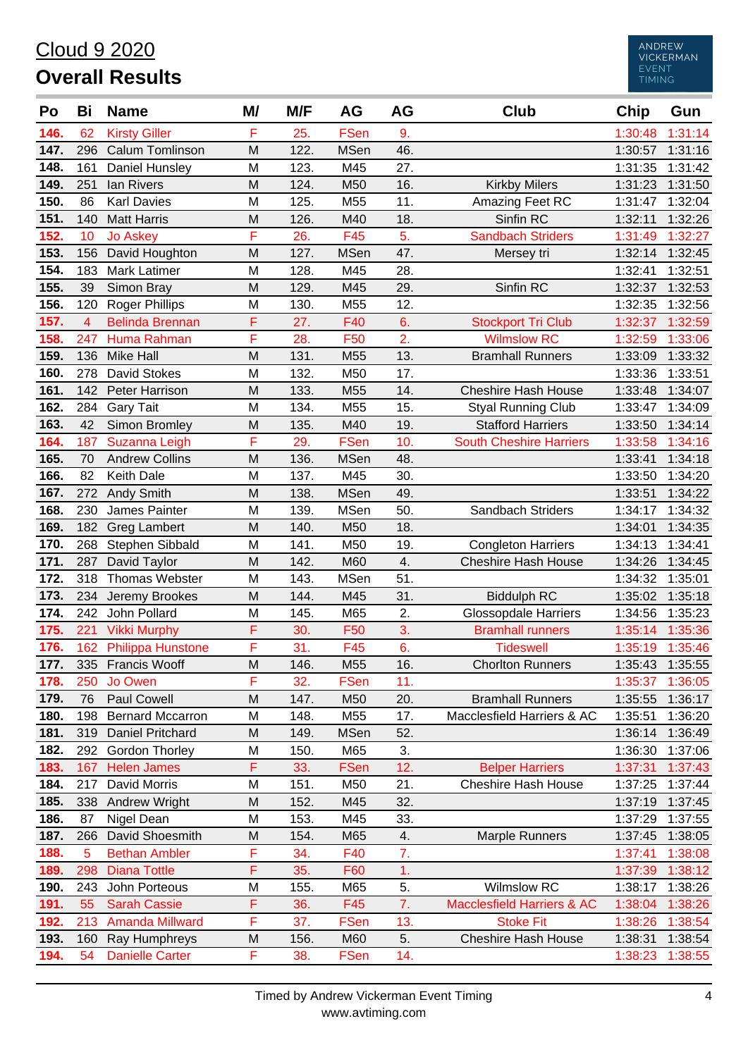# Cloud 9 2020

## Overall Results

| Po | Bi | Name | M/ | M/F | AG | AG | Club | Chip | Gun |
|---|---|---|---|---|---|---|---|---|---|
| 146. | 62 | Kirsty Giller | F | 25. | FSen | 9. | | 1:30:48 | 1:31:14 |
| 147. | 296 | Calum Tomlinson | M | 122. | MSen | 46. | | 1:30:57 | 1:31:16 |
| 148. | 161 | Daniel Hunsley | M | 123. | M45 | 27. | | 1:31:35 | 1:31:42 |
| 149. | 251 | Ian Rivers | M | 124. | M50 | 16. | Kirkby Milers | 1:31:23 | 1:31:50 |
| 150. | 86 | Karl Davies | M | 125. | M55 | 11. | Amazing Feet RC | 1:31:47 | 1:32:04 |
| 151. | 140 | Matt Harris | M | 126. | M40 | 18. | Sinfin RC | 1:32:11 | 1:32:26 |
| 152. | 10 | Jo Askey | F | 26. | F45 | 5. | Sandbach Striders | 1:31:49 | 1:32:27 |
| 153. | 156 | David Houghton | M | 127. | MSen | 47. | Mersey tri | 1:32:14 | 1:32:45 |
| 154. | 183 | Mark Latimer | M | 128. | M45 | 28. | | 1:32:41 | 1:32:51 |
| 155. | 39 | Simon Bray | M | 129. | M45 | 29. | Sinfin RC | 1:32:37 | 1:32:53 |
| 156. | 120 | Roger Phillips | M | 130. | M55 | 12. | | 1:32:35 | 1:32:56 |
| 157. | 4 | Belinda Brennan | F | 27. | F40 | 6. | Stockport Tri Club | 1:32:37 | 1:32:59 |
| 158. | 247 | Huma Rahman | F | 28. | F50 | 2. | Wilmslow RC | 1:32:59 | 1:33:06 |
| 159. | 136 | Mike Hall | M | 131. | M55 | 13. | Bramhall Runners | 1:33:09 | 1:33:32 |
| 160. | 278 | David Stokes | M | 132. | M50 | 17. | | 1:33:36 | 1:33:51 |
| 161. | 142 | Peter Harrison | M | 133. | M55 | 14. | Cheshire Hash House | 1:33:48 | 1:34:07 |
| 162. | 284 | Gary Tait | M | 134. | M55 | 15. | Styal Running Club | 1:33:47 | 1:34:09 |
| 163. | 42 | Simon Bromley | M | 135. | M40 | 19. | Stafford Harriers | 1:33:50 | 1:34:14 |
| 164. | 187 | Suzanna Leigh | F | 29. | FSen | 10. | South Cheshire Harriers | 1:33:58 | 1:34:16 |
| 165. | 70 | Andrew Collins | M | 136. | MSen | 48. | | 1:33:41 | 1:34:18 |
| 166. | 82 | Keith Dale | M | 137. | M45 | 30. | | 1:33:50 | 1:34:20 |
| 167. | 272 | Andy Smith | M | 138. | MSen | 49. | | 1:33:51 | 1:34:22 |
| 168. | 230 | James Painter | M | 139. | MSen | 50. | Sandbach Striders | 1:34:17 | 1:34:32 |
| 169. | 182 | Greg Lambert | M | 140. | M50 | 18. | | 1:34:01 | 1:34:35 |
| 170. | 268 | Stephen Sibbald | M | 141. | M50 | 19. | Congleton Harriers | 1:34:13 | 1:34:41 |
| 171. | 287 | David Taylor | M | 142. | M60 | 4. | Cheshire Hash House | 1:34:26 | 1:34:45 |
| 172. | 318 | Thomas Webster | M | 143. | MSen | 51. | | 1:34:32 | 1:35:01 |
| 173. | 234 | Jeremy Brookes | M | 144. | M45 | 31. | Biddulph RC | 1:35:02 | 1:35:18 |
| 174. | 242 | John Pollard | M | 145. | M65 | 2. | Glossopdale Harriers | 1:34:56 | 1:35:23 |
| 175. | 221 | Vikki Murphy | F | 30. | F50 | 3. | Bramhall runners | 1:35:14 | 1:35:36 |
| 176. | 162 | Philippa Hunstone | F | 31. | F45 | 6. | Tideswell | 1:35:19 | 1:35:46 |
| 177. | 335 | Francis Wooff | M | 146. | M55 | 16. | Chorlton Runners | 1:35:43 | 1:35:55 |
| 178. | 250 | Jo Owen | F | 32. | FSen | 11. | | 1:35:37 | 1:36:05 |
| 179. | 76 | Paul Cowell | M | 147. | M50 | 20. | Bramhall Runners | 1:35:55 | 1:36:17 |
| 180. | 198 | Bernard Mccarron | M | 148. | M55 | 17. | Macclesfield Harriers & AC | 1:35:51 | 1:36:20 |
| 181. | 319 | Daniel Pritchard | M | 149. | MSen | 52. | | 1:36:14 | 1:36:49 |
| 182. | 292 | Gordon Thorley | M | 150. | M65 | 3. | | 1:36:30 | 1:37:06 |
| 183. | 167 | Helen James | F | 33. | FSen | 12. | Belper Harriers | 1:37:31 | 1:37:43 |
| 184. | 217 | David Morris | M | 151. | M50 | 21. | Cheshire Hash House | 1:37:25 | 1:37:44 |
| 185. | 338 | Andrew Wright | M | 152. | M45 | 32. | | 1:37:19 | 1:37:45 |
| 186. | 87 | Nigel Dean | M | 153. | M45 | 33. | | 1:37:29 | 1:37:55 |
| 187. | 266 | David Shoesmith | M | 154. | M65 | 4. | Marple Runners | 1:37:45 | 1:38:05 |
| 188. | 5 | Bethan Ambler | F | 34. | F40 | 7. | | 1:37:41 | 1:38:08 |
| 189. | 298 | Diana Tottle | F | 35. | F60 | 1. | | 1:37:39 | 1:38:12 |
| 190. | 243 | John Porteous | M | 155. | M65 | 5. | Wilmslow RC | 1:38:17 | 1:38:26 |
| 191. | 55 | Sarah Cassie | F | 36. | F45 | 7. | Macclesfield Harriers & AC | 1:38:04 | 1:38:26 |
| 192. | 213 | Amanda Millward | F | 37. | FSen | 13. | Stoke Fit | 1:38:26 | 1:38:54 |
| 193. | 160 | Ray Humphreys | M | 156. | M60 | 5. | Cheshire Hash House | 1:38:31 | 1:38:54 |
| 194. | 54 | Danielle Carter | F | 38. | FSen | 14. | | 1:38:23 | 1:38:55 |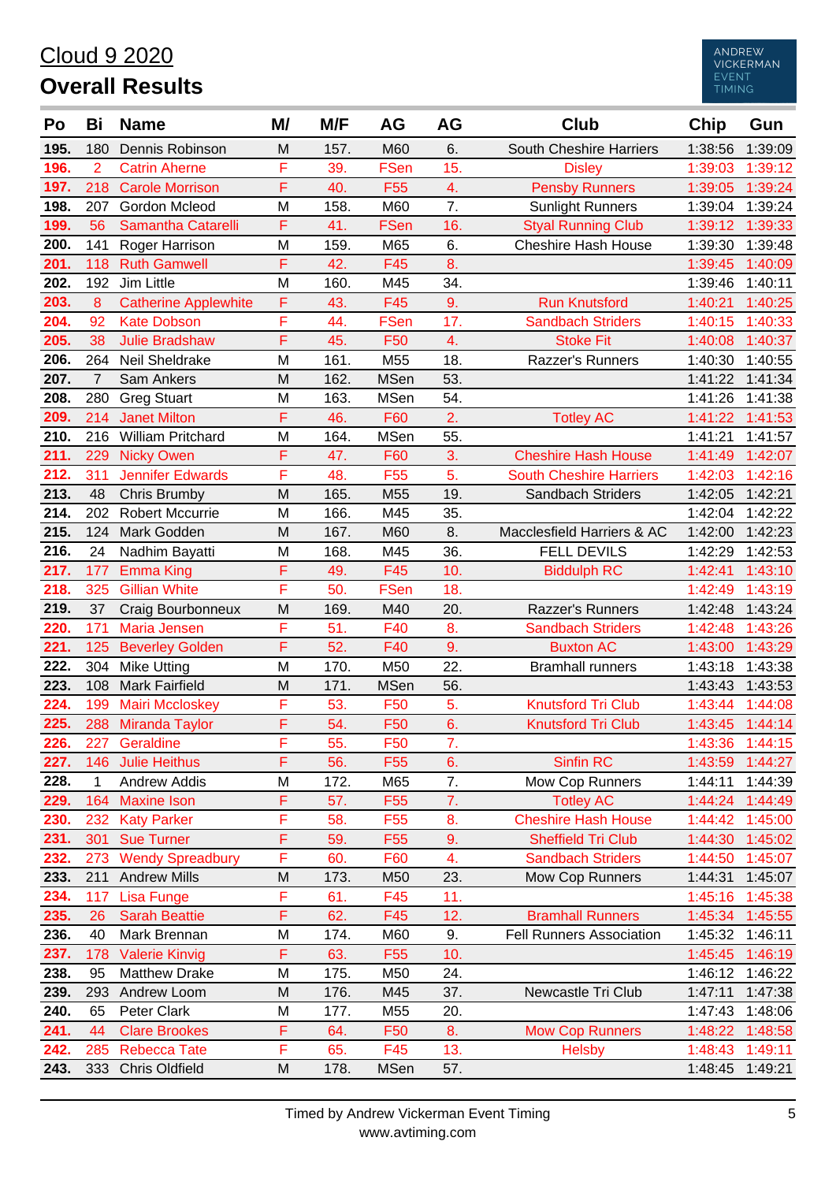# Cloud 9 2020

## Overall Results

ANDREW VICKERMAN EVENT TIMING

| Po | Bi | Name | M/ | M/F | AG | AG | Club | Chip | Gun |
|---|---|---|---|---|---|---|---|---|---|
| 195. | 180 | Dennis Robinson | M | 157. | M60 | 6. | South Cheshire Harriers | 1:38:56 | 1:39:09 |
| 196. | 2 | Catrin Aherne | F | 39. | FSen | 15. | Disley | 1:39:03 | 1:39:12 |
| 197. | 218 | Carole Morrison | F | 40. | F55 | 4. | Pensby Runners | 1:39:05 | 1:39:24 |
| 198. | 207 | Gordon Mcleod | M | 158. | M60 | 7. | Sunlight Runners | 1:39:04 | 1:39:24 |
| 199. | 56 | Samantha Catarelli | F | 41. | FSen | 16. | Styal Running Club | 1:39:12 | 1:39:33 |
| 200. | 141 | Roger Harrison | M | 159. | M65 | 6. | Cheshire Hash House | 1:39:30 | 1:39:48 |
| 201. | 118 | Ruth Gamwell | F | 42. | F45 | 8. | | 1:39:45 | 1:40:09 |
| 202. | 192 | Jim Little | M | 160. | M45 | 34. | | 1:39:46 | 1:40:11 |
| 203. | 8 | Catherine Applewhite | F | 43. | F45 | 9. | Run Knutsford | 1:40:21 | 1:40:25 |
| 204. | 92 | Kate Dobson | F | 44. | FSen | 17. | Sandbach Striders | 1:40:15 | 1:40:33 |
| 205. | 38 | Julie Bradshaw | F | 45. | F50 | 4. | Stoke Fit | 1:40:08 | 1:40:37 |
| 206. | 264 | Neil Sheldrake | M | 161. | M55 | 18. | Razzer's Runners | 1:40:30 | 1:40:55 |
| 207. | 7 | Sam Ankers | M | 162. | MSen | 53. | | 1:41:22 | 1:41:34 |
| 208. | 280 | Greg Stuart | M | 163. | MSen | 54. | | 1:41:26 | 1:41:38 |
| 209. | 214 | Janet Milton | F | 46. | F60 | 2. | Totley AC | 1:41:22 | 1:41:53 |
| 210. | 216 | William Pritchard | M | 164. | MSen | 55. | | 1:41:21 | 1:41:57 |
| 211. | 229 | Nicky Owen | F | 47. | F60 | 3. | Cheshire Hash House | 1:41:49 | 1:42:07 |
| 212. | 311 | Jennifer Edwards | F | 48. | F55 | 5. | South Cheshire Harriers | 1:42:03 | 1:42:16 |
| 213. | 48 | Chris Brumby | M | 165. | M55 | 19. | Sandbach Striders | 1:42:05 | 1:42:21 |
| 214. | 202 | Robert Mccurrie | M | 166. | M45 | 35. | | 1:42:04 | 1:42:22 |
| 215. | 124 | Mark Godden | M | 167. | M60 | 8. | Macclesfield Harriers & AC | 1:42:00 | 1:42:23 |
| 216. | 24 | Nadhim Bayatti | M | 168. | M45 | 36. | FELL DEVILS | 1:42:29 | 1:42:53 |
| 217. | 177 | Emma King | F | 49. | F45 | 10. | Biddulph RC | 1:42:41 | 1:43:10 |
| 218. | 325 | Gillian White | F | 50. | FSen | 18. | | 1:42:49 | 1:43:19 |
| 219. | 37 | Craig Bourbonneux | M | 169. | M40 | 20. | Razzer's Runners | 1:42:48 | 1:43:24 |
| 220. | 171 | Maria Jensen | F | 51. | F40 | 8. | Sandbach Striders | 1:42:48 | 1:43:26 |
| 221. | 125 | Beverley Golden | F | 52. | F40 | 9. | Buxton AC | 1:43:00 | 1:43:29 |
| 222. | 304 | Mike Utting | M | 170. | M50 | 22. | Bramhall runners | 1:43:18 | 1:43:38 |
| 223. | 108 | Mark Fairfield | M | 171. | MSen | 56. | | 1:43:43 | 1:43:53 |
| 224. | 199 | Mairi Mccloskey | F | 53. | F50 | 5. | Knutsford Tri Club | 1:43:44 | 1:44:08 |
| 225. | 288 | Miranda Taylor | F | 54. | F50 | 6. | Knutsford Tri Club | 1:43:45 | 1:44:14 |
| 226. | 227 | Geraldine | F | 55. | F50 | 7. | | 1:43:36 | 1:44:15 |
| 227. | 146 | Julie Heithus | F | 56. | F55 | 6. | Sinfin RC | 1:43:59 | 1:44:27 |
| 228. | 1 | Andrew Addis | M | 172. | M65 | 7. | Mow Cop Runners | 1:44:11 | 1:44:39 |
| 229. | 164 | Maxine Ison | F | 57. | F55 | 7. | Totley AC | 1:44:24 | 1:44:49 |
| 230. | 232 | Katy Parker | F | 58. | F55 | 8. | Cheshire Hash House | 1:44:42 | 1:45:00 |
| 231. | 301 | Sue Turner | F | 59. | F55 | 9. | Sheffield Tri Club | 1:44:30 | 1:45:02 |
| 232. | 273 | Wendy Spreadbury | F | 60. | F60 | 4. | Sandbach Striders | 1:44:50 | 1:45:07 |
| 233. | 211 | Andrew Mills | M | 173. | M50 | 23. | Mow Cop Runners | 1:44:31 | 1:45:07 |
| 234. | 117 | Lisa Funge | F | 61. | F45 | 11. | | 1:45:16 | 1:45:38 |
| 235. | 26 | Sarah Beattie | F | 62. | F45 | 12. | Bramhall Runners | 1:45:34 | 1:45:55 |
| 236. | 40 | Mark Brennan | M | 174. | M60 | 9. | Fell Runners Association | 1:45:32 | 1:46:11 |
| 237. | 178 | Valerie Kinvig | F | 63. | F55 | 10. | | 1:45:45 | 1:46:19 |
| 238. | 95 | Matthew Drake | M | 175. | M50 | 24. | | 1:46:12 | 1:46:22 |
| 239. | 293 | Andrew Loom | M | 176. | M45 | 37. | Newcastle Tri Club | 1:47:11 | 1:47:38 |
| 240. | 65 | Peter Clark | M | 177. | M55 | 20. | | 1:47:43 | 1:48:06 |
| 241. | 44 | Clare Brookes | F | 64. | F50 | 8. | Mow Cop Runners | 1:48:22 | 1:48:58 |
| 242. | 285 | Rebecca Tate | F | 65. | F45 | 13. | Helsby | 1:48:43 | 1:49:11 |
| 243. | 333 | Chris Oldfield | M | 178. | MSen | 57. | | 1:48:45 | 1:49:21 |

Timed by Andrew Vickerman Event Timing
www.avtiming.com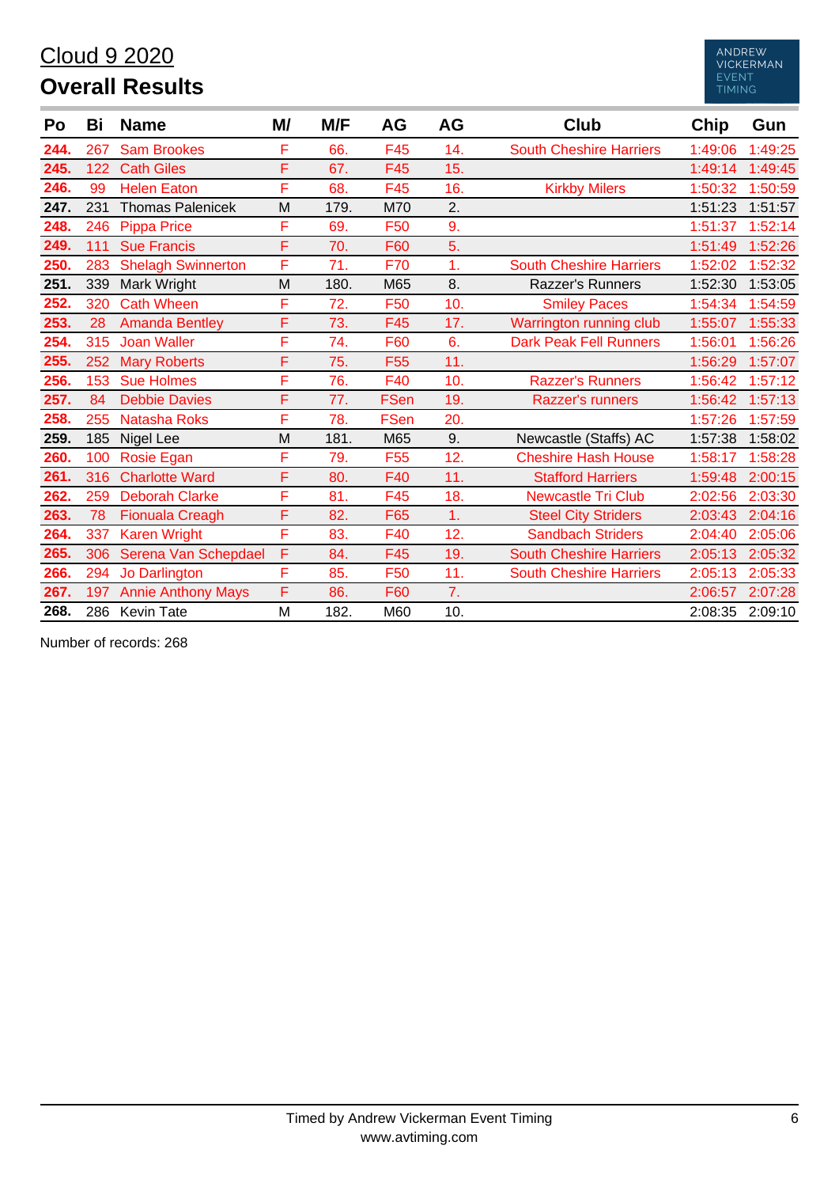# Cloud 9 2020

## Overall Results

| Po | Bi | Name | M/ | M/F | AG | AG | Club | Chip | Gun |
|---|---|---|---|---|---|---|---|---|---|
| 244. | 267 | Sam Brookes | F | 66. | F45 | 14. | South Cheshire Harriers | 1:49:06 | 1:49:25 |
| 245. | 122 | Cath Giles | F | 67. | F45 | 15. | | 1:49:14 | 1:49:45 |
| 246. | 99 | Helen Eaton | F | 68. | F45 | 16. | Kirkby Milers | 1:50:32 | 1:50:59 |
| 247. | 231 | Thomas Palenicek | M | 179. | M70 | 2. | | 1:51:23 | 1:51:57 |
| 248. | 246 | Pippa Price | F | 69. | F50 | 9. | | 1:51:37 | 1:52:14 |
| 249. | 111 | Sue Francis | F | 70. | F60 | 5. | | 1:51:49 | 1:52:26 |
| 250. | 283 | Shelagh Swinnerton | F | 71. | F70 | 1. | South Cheshire Harriers | 1:52:02 | 1:52:32 |
| 251. | 339 | Mark Wright | M | 180. | M65 | 8. | Razzer's Runners | 1:52:30 | 1:53:05 |
| 252. | 320 | Cath Wheen | F | 72. | F50 | 10. | Smiley Paces | 1:54:34 | 1:54:59 |
| 253. | 28 | Amanda Bentley | F | 73. | F45 | 17. | Warrington running club | 1:55:07 | 1:55:33 |
| 254. | 315 | Joan Waller | F | 74. | F60 | 6. | Dark Peak Fell Runners | 1:56:01 | 1:56:26 |
| 255. | 252 | Mary Roberts | F | 75. | F55 | 11. | | 1:56:29 | 1:57:07 |
| 256. | 153 | Sue Holmes | F | 76. | F40 | 10. | Razzer's Runners | 1:56:42 | 1:57:12 |
| 257. | 84 | Debbie Davies | F | 77. | FSen | 19. | Razzer's runners | 1:56:42 | 1:57:13 |
| 258. | 255 | Natasha Roks | F | 78. | FSen | 20. | | 1:57:26 | 1:57:59 |
| 259. | 185 | Nigel Lee | M | 181. | M65 | 9. | Newcastle (Staffs) AC | 1:57:38 | 1:58:02 |
| 260. | 100 | Rosie Egan | F | 79. | F55 | 12. | Cheshire Hash House | 1:58:17 | 1:58:28 |
| 261. | 316 | Charlotte Ward | F | 80. | F40 | 11. | Stafford Harriers | 1:59:48 | 2:00:15 |
| 262. | 259 | Deborah Clarke | F | 81. | F45 | 18. | Newcastle Tri Club | 2:02:56 | 2:03:30 |
| 263. | 78 | Fionuala Creagh | F | 82. | F65 | 1. | Steel City Striders | 2:03:43 | 2:04:16 |
| 264. | 337 | Karen Wright | F | 83. | F40 | 12. | Sandbach Striders | 2:04:40 | 2:05:06 |
| 265. | 306 | Serena Van Schepdael | F | 84. | F45 | 19. | South Cheshire Harriers | 2:05:13 | 2:05:32 |
| 266. | 294 | Jo Darlington | F | 85. | F50 | 11. | South Cheshire Harriers | 2:05:13 | 2:05:33 |
| 267. | 197 | Annie Anthony Mays | F | 86. | F60 | 7. | | 2:06:57 | 2:07:28 |
| 268. | 286 | Kevin Tate | M | 182. | M60 | 10. | | 2:08:35 | 2:09:10 |

Number of records: 268